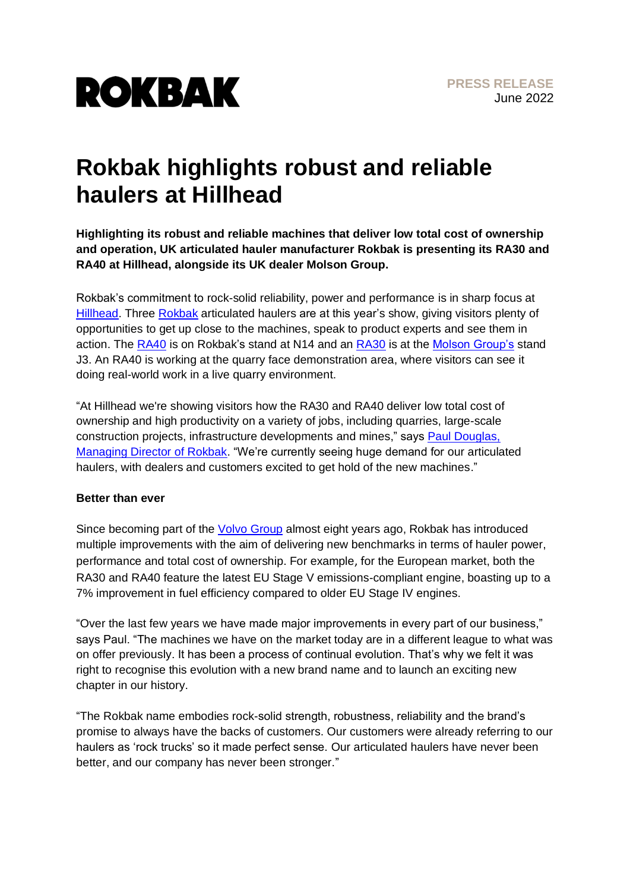ROKBAK

PRESS RELEASE
June 2022

# Rokbak highlights robust and reliable haulers at Hillhead

**Highlighting its robust and reliable machines that deliver low total cost of ownership and operation, UK articulated hauler manufacturer Rokbak is presenting its RA30 and RA40 at Hillhead, alongside its UK dealer Molson Group.**

Rokbak's commitment to rock-solid reliability, power and performance is in sharp focus at Hillhead. Three Rokbak articulated haulers are at this year's show, giving visitors plenty of opportunities to get up close to the machines, speak to product experts and see them in action. The RA40 is on Rokbak's stand at N14 and an RA30 is at the Molson Group's stand J3. An RA40 is working at the quarry face demonstration area, where visitors can see it doing real-world work in a live quarry environment.

"At Hillhead we're showing visitors how the RA30 and RA40 deliver low total cost of ownership and high productivity on a variety of jobs, including quarries, large-scale construction projects, infrastructure developments and mines," says Paul Douglas, Managing Director of Rokbak. "We're currently seeing huge demand for our articulated haulers, with dealers and customers excited to get hold of the new machines."

**Better than ever**

Since becoming part of the Volvo Group almost eight years ago, Rokbak has introduced multiple improvements with the aim of delivering new benchmarks in terms of hauler power, performance and total cost of ownership. For example, for the European market, both the RA30 and RA40 feature the latest EU Stage V emissions-compliant engine, boasting up to a 7% improvement in fuel efficiency compared to older EU Stage IV engines.

"Over the last few years we have made major improvements in every part of our business," says Paul. "The machines we have on the market today are in a different league to what was on offer previously. It has been a process of continual evolution. That's why we felt it was right to recognise this evolution with a new brand name and to launch an exciting new chapter in our history.

"The Rokbak name embodies rock-solid strength, robustness, reliability and the brand's promise to always have the backs of customers. Our customers were already referring to our haulers as 'rock trucks' so it made perfect sense. Our articulated haulers have never been better, and our company has never been stronger."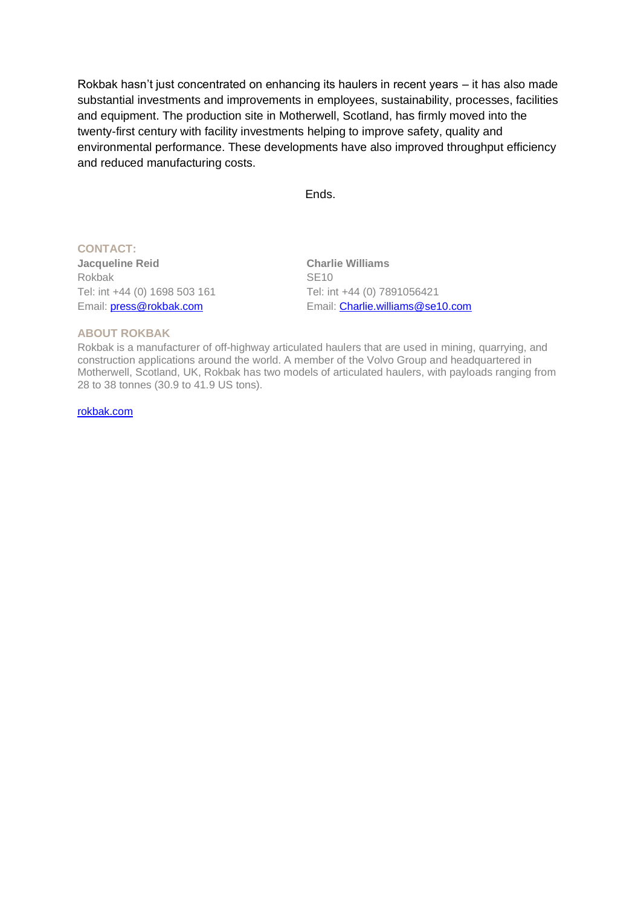Rokbak hasn't just concentrated on enhancing its haulers in recent years – it has also made substantial investments and improvements in employees, sustainability, processes, facilities and equipment. The production site in Motherwell, Scotland, has firmly moved into the twenty-first century with facility investments helping to improve safety, quality and environmental performance. These developments have also improved throughput efficiency and reduced manufacturing costs.

Ends.

**CONTACT:**

**Jacqueline Reid**
Rokbak
Tel: int +44 (0) 1698 503 161
Email: press@rokbak.com

**Charlie Williams**
SE10
Tel: int +44 (0) 7891056421
Email: Charlie.williams@se10.com

**ABOUT ROKBAK**

Rokbak is a manufacturer of off-highway articulated haulers that are used in mining, quarrying, and construction applications around the world. A member of the Volvo Group and headquartered in Motherwell, Scotland, UK, Rokbak has two models of articulated haulers, with payloads ranging from 28 to 38 tonnes (30.9 to 41.9 US tons).

rokbak.com